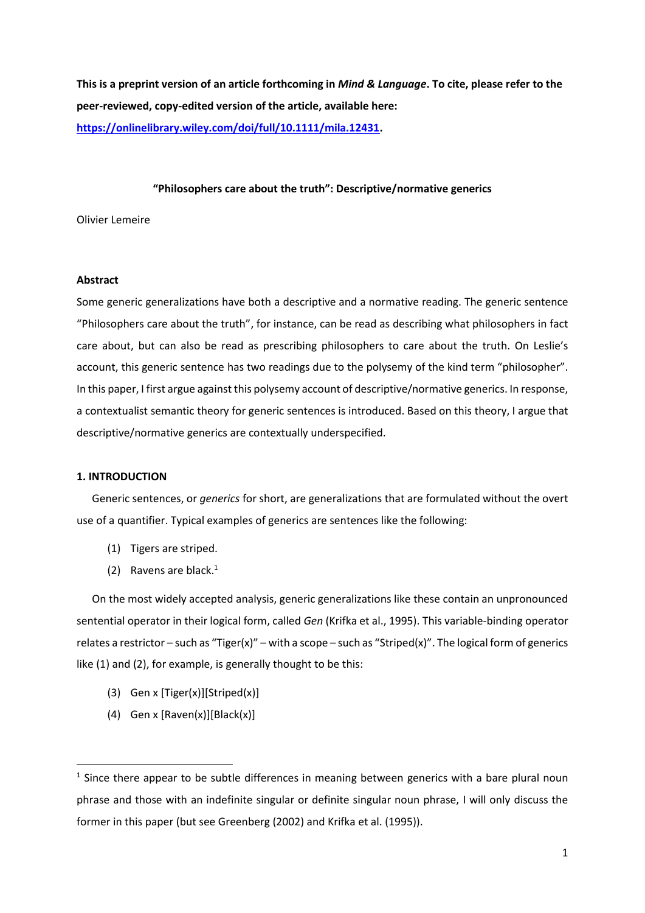**This is a preprint version of an article forthcoming in *Mind & Language*. To cite, please refer to the peer-reviewed, copy-edited version of the article, available here: [https://onlinelibrary.wiley.com/doi/full/10.1111/mila.12431](https://onlinelibrary.wiley.com/doi/full/10.1111/mila.12431).**

# "Philosophers care about the truth": Descriptive/normative generics

Olivier Lemeire

### Abstract

Some generic generalizations have both a descriptive and a normative reading. The generic sentence "Philosophers care about the truth", for instance, can be read as describing what philosophers in fact care about, but can also be read as prescribing philosophers to care about the truth. On Leslie's account, this generic sentence has two readings due to the polysemy of the kind term "philosopher". In this paper, I first argue against this polysemy account of descriptive/normative generics. In response, a contextualist semantic theory for generic sentences is introduced. Based on this theory, I argue that descriptive/normative generics are contextually underspecified.

## 1. INTRODUCTION

Generic sentences, or *generics* for short, are generalizations that are formulated without the overt use of a quantifier. Typical examples of generics are sentences like the following:

(1) Tigers are striped.

(2) Ravens are black.[1]

On the most widely accepted analysis, generic generalizations like these contain an unpronounced sentential operator in their logical form, called *Gen* (Krifka et al., 1995). This variable-binding operator relates a restrictor – such as "Tiger(x)" – with a scope – such as "Striped(x)". The logical form of generics like (1) and (2), for example, is generally thought to be this:

(3) Gen x [Tiger(x)][Striped(x)]

(4) Gen x [Raven(x)][Black(x)]

[1] Since there appear to be subtle differences in meaning between generics with a bare plural noun phrase and those with an indefinite singular or definite singular noun phrase, I will only discuss the former in this paper (but see Greenberg (2002) and Krifka et al. (1995)).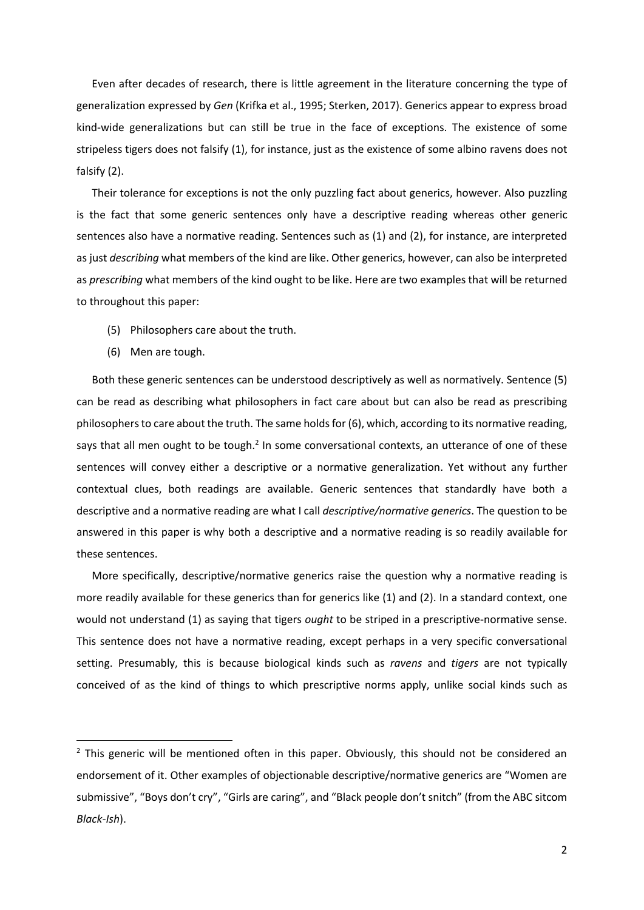Even after decades of research, there is little agreement in the literature concerning the type of generalization expressed by *Gen* (Krifka et al., 1995; Sterken, 2017). Generics appear to express broad kind-wide generalizations but can still be true in the face of exceptions. The existence of some stripeless tigers does not falsify (1), for instance, just as the existence of some albino ravens does not falsify (2).

Their tolerance for exceptions is not the only puzzling fact about generics, however. Also puzzling is the fact that some generic sentences only have a descriptive reading whereas other generic sentences also have a normative reading. Sentences such as (1) and (2), for instance, are interpreted as just *describing* what members of the kind are like. Other generics, however, can also be interpreted as *prescribing* what members of the kind ought to be like. Here are two examples that will be returned to throughout this paper:

(5) Philosophers care about the truth.

(6) Men are tough.

Both these generic sentences can be understood descriptively as well as normatively. Sentence (5) can be read as describing what philosophers in fact care about but can also be read as prescribing philosophers to care about the truth. The same holds for (6), which, according to its normative reading, says that all men ought to be tough.[2] In some conversational contexts, an utterance of one of these sentences will convey either a descriptive or a normative generalization. Yet without any further contextual clues, both readings are available. Generic sentences that standardly have both a descriptive and a normative reading are what I call *descriptive/normative generics*. The question to be answered in this paper is why both a descriptive and a normative reading is so readily available for these sentences.

More specifically, descriptive/normative generics raise the question why a normative reading is more readily available for these generics than for generics like (1) and (2). In a standard context, one would not understand (1) as saying that tigers *ought* to be striped in a prescriptive-normative sense. This sentence does not have a normative reading, except perhaps in a very specific conversational setting. Presumably, this is because biological kinds such as *ravens* and *tigers* are not typically conceived of as the kind of things to which prescriptive norms apply, unlike social kinds such as

[2] This generic will be mentioned often in this paper. Obviously, this should not be considered an endorsement of it. Other examples of objectionable descriptive/normative generics are "Women are submissive", "Boys don't cry", "Girls are caring", and "Black people don't snitch" (from the ABC sitcom *Black-Ish*).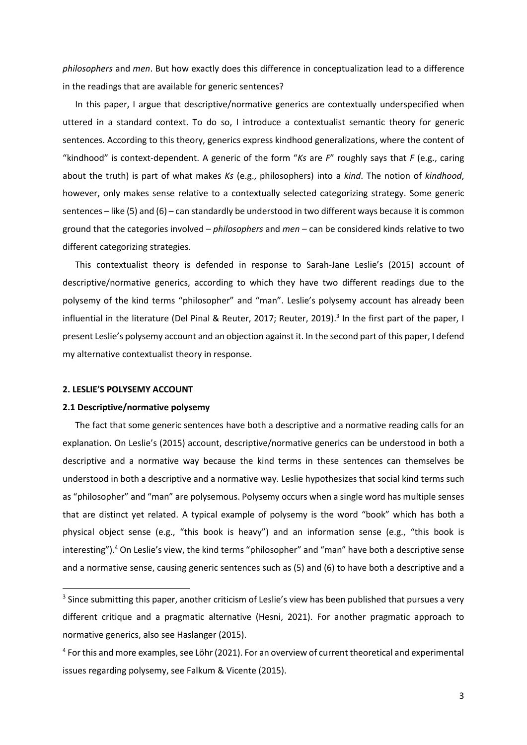*philosophers* and *men*. But how exactly does this difference in conceptualization lead to a difference in the readings that are available for generic sentences?

In this paper, I argue that descriptive/normative generics are contextually underspecified when uttered in a standard context. To do so, I introduce a contextualist semantic theory for generic sentences. According to this theory, generics express kindhood generalizations, where the content of "kindhood" is context-dependent. A generic of the form "*Ks* are *F*" roughly says that *F* (e.g., caring about the truth) is part of what makes *Ks* (e.g., philosophers) into a *kind*. The notion of *kindhood*, however, only makes sense relative to a contextually selected categorizing strategy. Some generic sentences – like (5) and (6) – can standardly be understood in two different ways because it is common ground that the categories involved – *philosophers* and *men* – can be considered kinds relative to two different categorizing strategies.

This contextualist theory is defended in response to Sarah-Jane Leslie's (2015) account of descriptive/normative generics, according to which they have two different readings due to the polysemy of the kind terms "philosopher" and "man". Leslie's polysemy account has already been influential in the literature (Del Pinal & Reuter, 2017; Reuter, 2019).[3] In the first part of the paper, I present Leslie's polysemy account and an objection against it. In the second part of this paper, I defend my alternative contextualist theory in response.

## 2. LESLIE'S POLYSEMY ACCOUNT

### 2.1 Descriptive/normative polysemy

The fact that some generic sentences have both a descriptive and a normative reading calls for an explanation. On Leslie's (2015) account, descriptive/normative generics can be understood in both a descriptive and a normative way because the kind terms in these sentences can themselves be understood in both a descriptive and a normative way. Leslie hypothesizes that social kind terms such as "philosopher" and "man" are polysemous. Polysemy occurs when a single word has multiple senses that are distinct yet related. A typical example of polysemy is the word "book" which has both a physical object sense (e.g., "this book is heavy") and an information sense (e.g., "this book is interesting").[4] On Leslie's view, the kind terms "philosopher" and "man" have both a descriptive sense and a normative sense, causing generic sentences such as (5) and (6) to have both a descriptive and a

[3] Since submitting this paper, another criticism of Leslie's view has been published that pursues a very different critique and a pragmatic alternative (Hesni, 2021). For another pragmatic approach to normative generics, also see Haslanger (2015).

[4] For this and more examples, see Löhr (2021). For an overview of current theoretical and experimental issues regarding polysemy, see Falkum & Vicente (2015).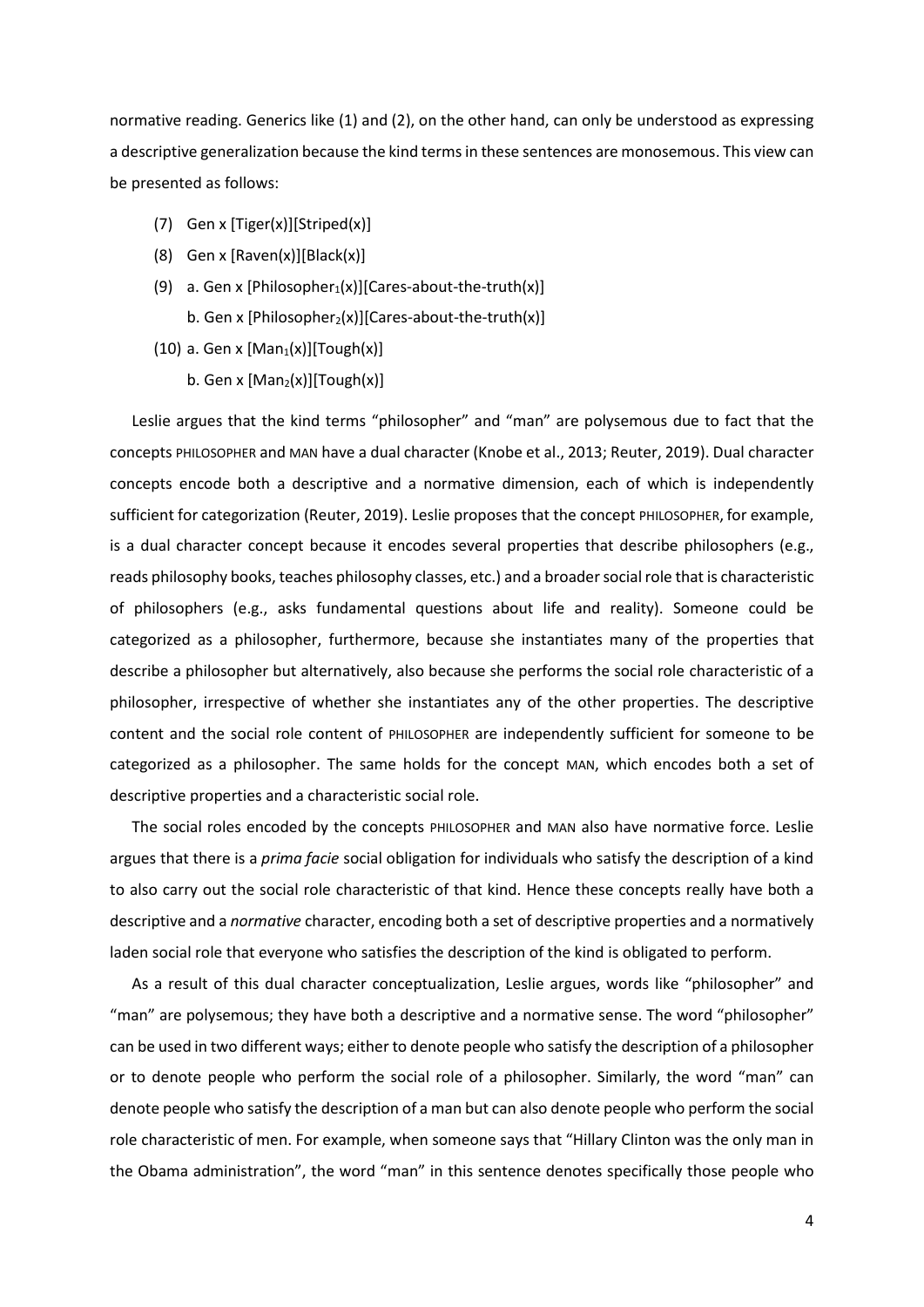normative reading. Generics like (1) and (2), on the other hand, can only be understood as expressing a descriptive generalization because the kind terms in these sentences are monosemous. This view can be presented as follows:

(7) Gen x [Tiger(x)][Striped(x)]

(8) Gen x [Raven(x)][Black(x)]

(9) a. Gen x [$\text{Philosopher}_1$(x)][Cares-about-the-truth(x)]

b. Gen x [$\text{Philosopher}_2$(x)][Cares-about-the-truth(x)]

(10) a. Gen x [$\text{Man}_1$(x)][Tough(x)]

b. Gen x [$\text{Man}_2$(x)][Tough(x)]

Leslie argues that the kind terms "philosopher" and "man" are polysemous due to fact that the concepts PHILOSOPHER and MAN have a dual character (Knobe et al., 2013; Reuter, 2019). Dual character concepts encode both a descriptive and a normative dimension, each of which is independently sufficient for categorization (Reuter, 2019). Leslie proposes that the concept PHILOSOPHER, for example, is a dual character concept because it encodes several properties that describe philosophers (e.g., reads philosophy books, teaches philosophy classes, etc.) and a broader social role that is characteristic of philosophers (e.g., asks fundamental questions about life and reality). Someone could be categorized as a philosopher, furthermore, because she instantiates many of the properties that describe a philosopher but alternatively, also because she performs the social role characteristic of a philosopher, irrespective of whether she instantiates any of the other properties. The descriptive content and the social role content of PHILOSOPHER are independently sufficient for someone to be categorized as a philosopher. The same holds for the concept MAN, which encodes both a set of descriptive properties and a characteristic social role.

The social roles encoded by the concepts PHILOSOPHER and MAN also have normative force. Leslie argues that there is a *prima facie* social obligation for individuals who satisfy the description of a kind to also carry out the social role characteristic of that kind. Hence these concepts really have both a descriptive and a *normative* character, encoding both a set of descriptive properties and a normatively laden social role that everyone who satisfies the description of the kind is obligated to perform.

As a result of this dual character conceptualization, Leslie argues, words like "philosopher" and "man" are polysemous; they have both a descriptive and a normative sense. The word "philosopher" can be used in two different ways; either to denote people who satisfy the description of a philosopher or to denote people who perform the social role of a philosopher. Similarly, the word "man" can denote people who satisfy the description of a man but can also denote people who perform the social role characteristic of men. For example, when someone says that "Hillary Clinton was the only man in the Obama administration", the word "man" in this sentence denotes specifically those people who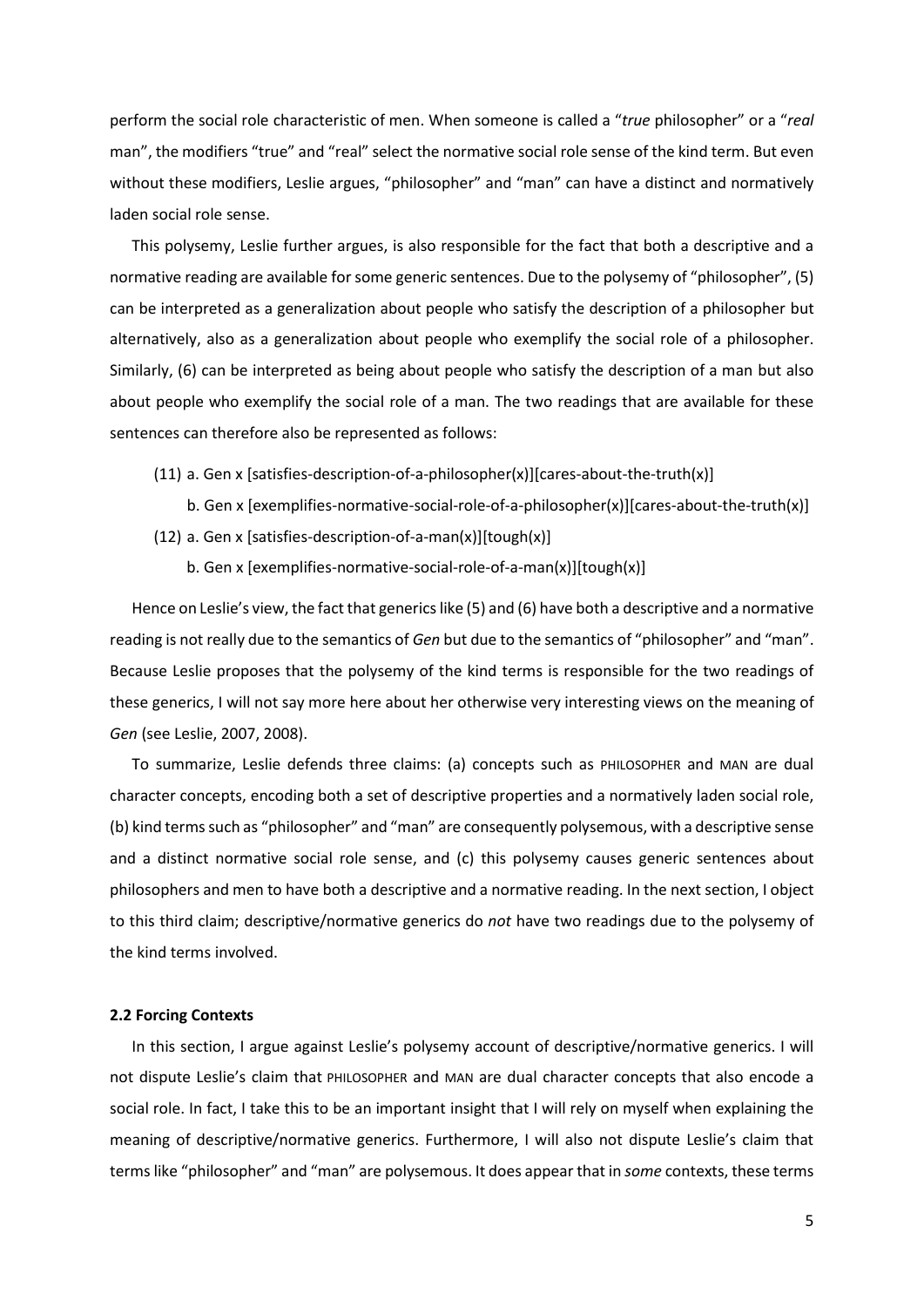perform the social role characteristic of men. When someone is called a "*true* philosopher" or a "*real* man", the modifiers "true" and "real" select the normative social role sense of the kind term. But even without these modifiers, Leslie argues, "philosopher" and "man" can have a distinct and normatively laden social role sense.

This polysemy, Leslie further argues, is also responsible for the fact that both a descriptive and a normative reading are available for some generic sentences. Due to the polysemy of "philosopher", (5) can be interpreted as a generalization about people who satisfy the description of a philosopher but alternatively, also as a generalization about people who exemplify the social role of a philosopher. Similarly, (6) can be interpreted as being about people who satisfy the description of a man but also about people who exemplify the social role of a man. The two readings that are available for these sentences can therefore also be represented as follows:

(11) a. Gen x [satisfies-description-of-a-philosopher(x)][cares-about-the-truth(x)]

b. Gen x [exemplifies-normative-social-role-of-a-philosopher(x)][cares-about-the-truth(x)]

(12) a. Gen x [satisfies-description-of-a-man(x)][tough(x)]

b. Gen x [exemplifies-normative-social-role-of-a-man(x)][tough(x)]

Hence on Leslie's view, the fact that generics like (5) and (6) have both a descriptive and a normative reading is not really due to the semantics of *Gen* but due to the semantics of "philosopher" and "man". Because Leslie proposes that the polysemy of the kind terms is responsible for the two readings of these generics, I will not say more here about her otherwise very interesting views on the meaning of *Gen* (see Leslie, 2007, 2008).

To summarize, Leslie defends three claims: (a) concepts such as PHILOSOPHER and MAN are dual character concepts, encoding both a set of descriptive properties and a normatively laden social role, (b) kind terms such as "philosopher" and "man" are consequently polysemous, with a descriptive sense and a distinct normative social role sense, and (c) this polysemy causes generic sentences about philosophers and men to have both a descriptive and a normative reading. In the next section, I object to this third claim; descriptive/normative generics do *not* have two readings due to the polysemy of the kind terms involved.

### 2.2 Forcing Contexts

In this section, I argue against Leslie's polysemy account of descriptive/normative generics. I will not dispute Leslie's claim that PHILOSOPHER and MAN are dual character concepts that also encode a social role. In fact, I take this to be an important insight that I will rely on myself when explaining the meaning of descriptive/normative generics. Furthermore, I will also not dispute Leslie's claim that terms like "philosopher" and "man" are polysemous. It does appear that in *some* contexts, these terms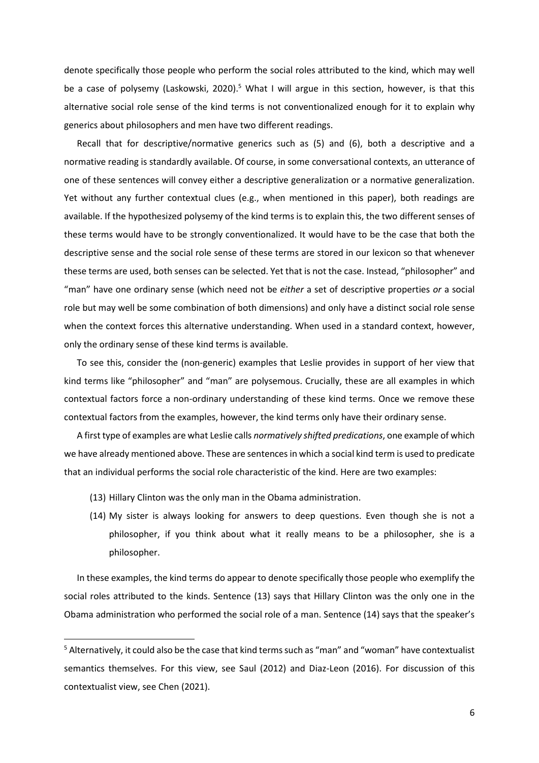denote specifically those people who perform the social roles attributed to the kind, which may well be a case of polysemy (Laskowski, 2020).[5] What I will argue in this section, however, is that this alternative social role sense of the kind terms is not conventionalized enough for it to explain why generics about philosophers and men have two different readings.

Recall that for descriptive/normative generics such as (5) and (6), both a descriptive and a normative reading is standardly available. Of course, in some conversational contexts, an utterance of one of these sentences will convey either a descriptive generalization or a normative generalization. Yet without any further contextual clues (e.g., when mentioned in this paper), both readings are available. If the hypothesized polysemy of the kind terms is to explain this, the two different senses of these terms would have to be strongly conventionalized. It would have to be the case that both the descriptive sense and the social role sense of these terms are stored in our lexicon so that whenever these terms are used, both senses can be selected. Yet that is not the case. Instead, "philosopher" and "man" have one ordinary sense (which need not be *either* a set of descriptive properties *or* a social role but may well be some combination of both dimensions) and only have a distinct social role sense when the context forces this alternative understanding. When used in a standard context, however, only the ordinary sense of these kind terms is available.

To see this, consider the (non-generic) examples that Leslie provides in support of her view that kind terms like "philosopher" and "man" are polysemous. Crucially, these are all examples in which contextual factors force a non-ordinary understanding of these kind terms. Once we remove these contextual factors from the examples, however, the kind terms only have their ordinary sense.

A first type of examples are what Leslie calls *normatively shifted predications*, one example of which we have already mentioned above. These are sentences in which a social kind term is used to predicate that an individual performs the social role characteristic of the kind. Here are two examples:

(13) Hillary Clinton was the only man in the Obama administration.

(14) My sister is always looking for answers to deep questions. Even though she is not a philosopher, if you think about what it really means to be a philosopher, she is a philosopher.

In these examples, the kind terms do appear to denote specifically those people who exemplify the social roles attributed to the kinds. Sentence (13) says that Hillary Clinton was the only one in the Obama administration who performed the social role of a man. Sentence (14) says that the speaker's

[5] Alternatively, it could also be the case that kind terms such as "man" and "woman" have contextualist semantics themselves. For this view, see Saul (2012) and Diaz-Leon (2016). For discussion of this contextualist view, see Chen (2021).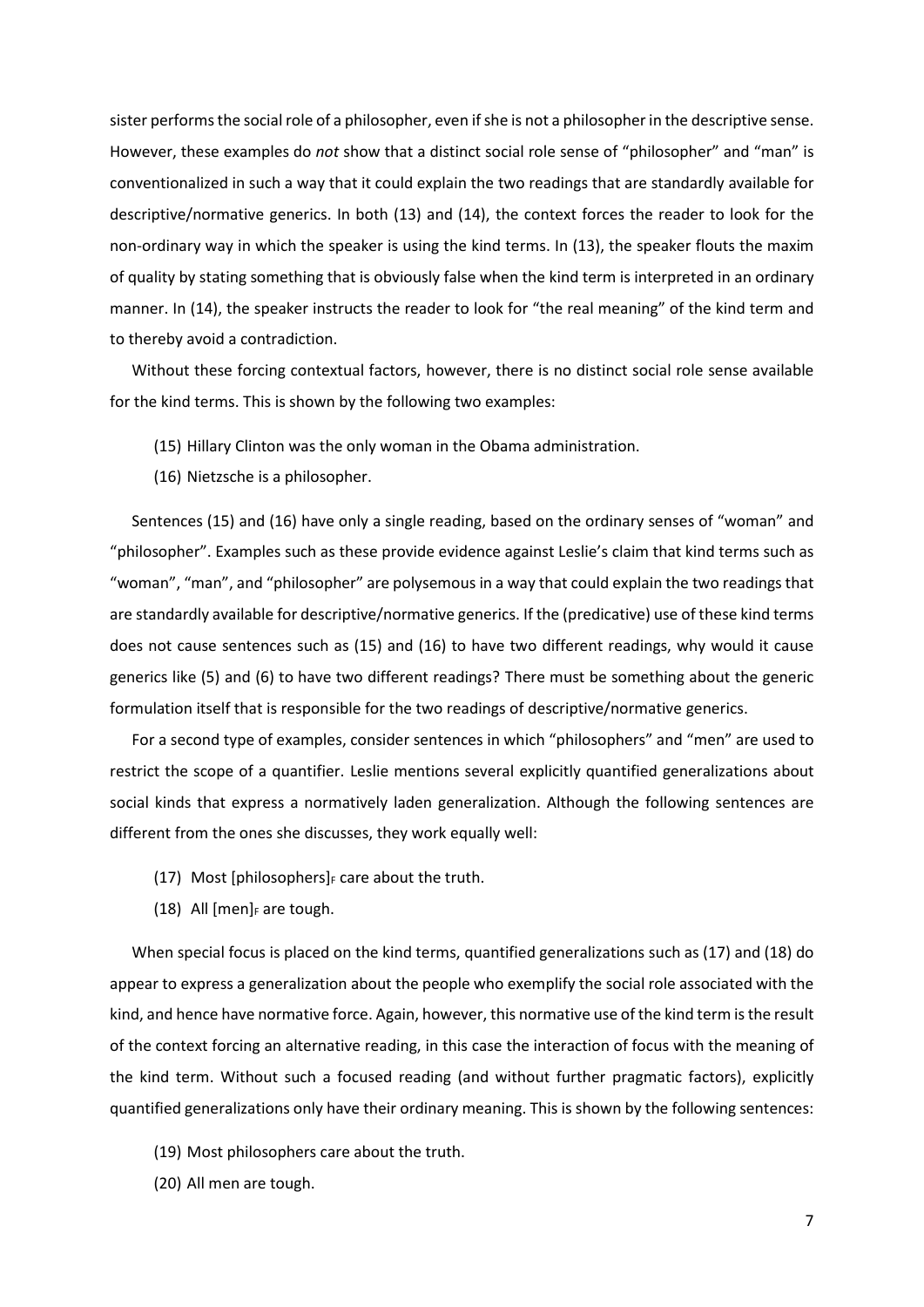sister performs the social role of a philosopher, even if she is not a philosopher in the descriptive sense. However, these examples do *not* show that a distinct social role sense of "philosopher" and "man" is conventionalized in such a way that it could explain the two readings that are standardly available for descriptive/normative generics. In both (13) and (14), the context forces the reader to look for the non-ordinary way in which the speaker is using the kind terms. In (13), the speaker flouts the maxim of quality by stating something that is obviously false when the kind term is interpreted in an ordinary manner. In (14), the speaker instructs the reader to look for "the real meaning" of the kind term and to thereby avoid a contradiction.

Without these forcing contextual factors, however, there is no distinct social role sense available for the kind terms. This is shown by the following two examples:

(15) Hillary Clinton was the only woman in the Obama administration.

(16) Nietzsche is a philosopher.

Sentences (15) and (16) have only a single reading, based on the ordinary senses of "woman" and "philosopher". Examples such as these provide evidence against Leslie's claim that kind terms such as "woman", "man", and "philosopher" are polysemous in a way that could explain the two readings that are standardly available for descriptive/normative generics. If the (predicative) use of these kind terms does not cause sentences such as (15) and (16) to have two different readings, why would it cause generics like (5) and (6) to have two different readings? There must be something about the generic formulation itself that is responsible for the two readings of descriptive/normative generics.

For a second type of examples, consider sentences in which "philosophers" and "men" are used to restrict the scope of a quantifier. Leslie mentions several explicitly quantified generalizations about social kinds that express a normatively laden generalization. Although the following sentences are different from the ones she discusses, they work equally well:

(17) Most $[\text{philosophers}]_F$ care about the truth.

(18) All $[\text{men}]_F$ are tough.

When special focus is placed on the kind terms, quantified generalizations such as (17) and (18) do appear to express a generalization about the people who exemplify the social role associated with the kind, and hence have normative force. Again, however, this normative use of the kind term is the result of the context forcing an alternative reading, in this case the interaction of focus with the meaning of the kind term. Without such a focused reading (and without further pragmatic factors), explicitly quantified generalizations only have their ordinary meaning. This is shown by the following sentences:

(19) Most philosophers care about the truth.

(20) All men are tough.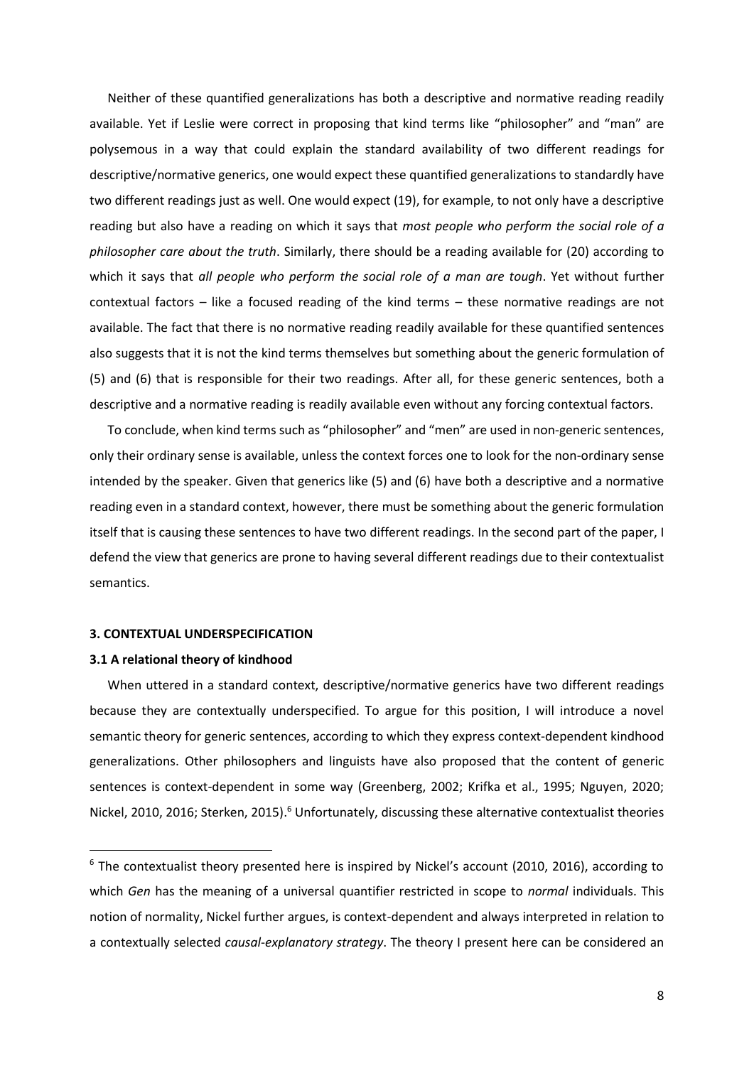Neither of these quantified generalizations has both a descriptive and normative reading readily available. Yet if Leslie were correct in proposing that kind terms like "philosopher" and "man" are polysemous in a way that could explain the standard availability of two different readings for descriptive/normative generics, one would expect these quantified generalizations to standardly have two different readings just as well. One would expect (19), for example, to not only have a descriptive reading but also have a reading on which it says that *most people who perform the social role of a philosopher care about the truth*. Similarly, there should be a reading available for (20) according to which it says that *all people who perform the social role of a man are tough*. Yet without further contextual factors – like a focused reading of the kind terms – these normative readings are not available. The fact that there is no normative reading readily available for these quantified sentences also suggests that it is not the kind terms themselves but something about the generic formulation of (5) and (6) that is responsible for their two readings. After all, for these generic sentences, both a descriptive and a normative reading is readily available even without any forcing contextual factors.

To conclude, when kind terms such as "philosopher" and "men" are used in non-generic sentences, only their ordinary sense is available, unless the context forces one to look for the non-ordinary sense intended by the speaker. Given that generics like (5) and (6) have both a descriptive and a normative reading even in a standard context, however, there must be something about the generic formulation itself that is causing these sentences to have two different readings. In the second part of the paper, I defend the view that generics are prone to having several different readings due to their contextualist semantics.

## 3. CONTEXTUAL UNDERSPECIFICATION

### 3.1 A relational theory of kindhood

When uttered in a standard context, descriptive/normative generics have two different readings because they are contextually underspecified. To argue for this position, I will introduce a novel semantic theory for generic sentences, according to which they express context-dependent kindhood generalizations. Other philosophers and linguists have also proposed that the content of generic sentences is context-dependent in some way (Greenberg, 2002; Krifka et al., 1995; Nguyen, 2020; Nickel, 2010, 2016; Sterken, 2015).[6] Unfortunately, discussing these alternative contextualist theories

[6] The contextualist theory presented here is inspired by Nickel's account (2010, 2016), according to which *Gen* has the meaning of a universal quantifier restricted in scope to *normal* individuals. This notion of normality, Nickel further argues, is context-dependent and always interpreted in relation to a contextually selected *causal-explanatory strategy*. The theory I present here can be considered an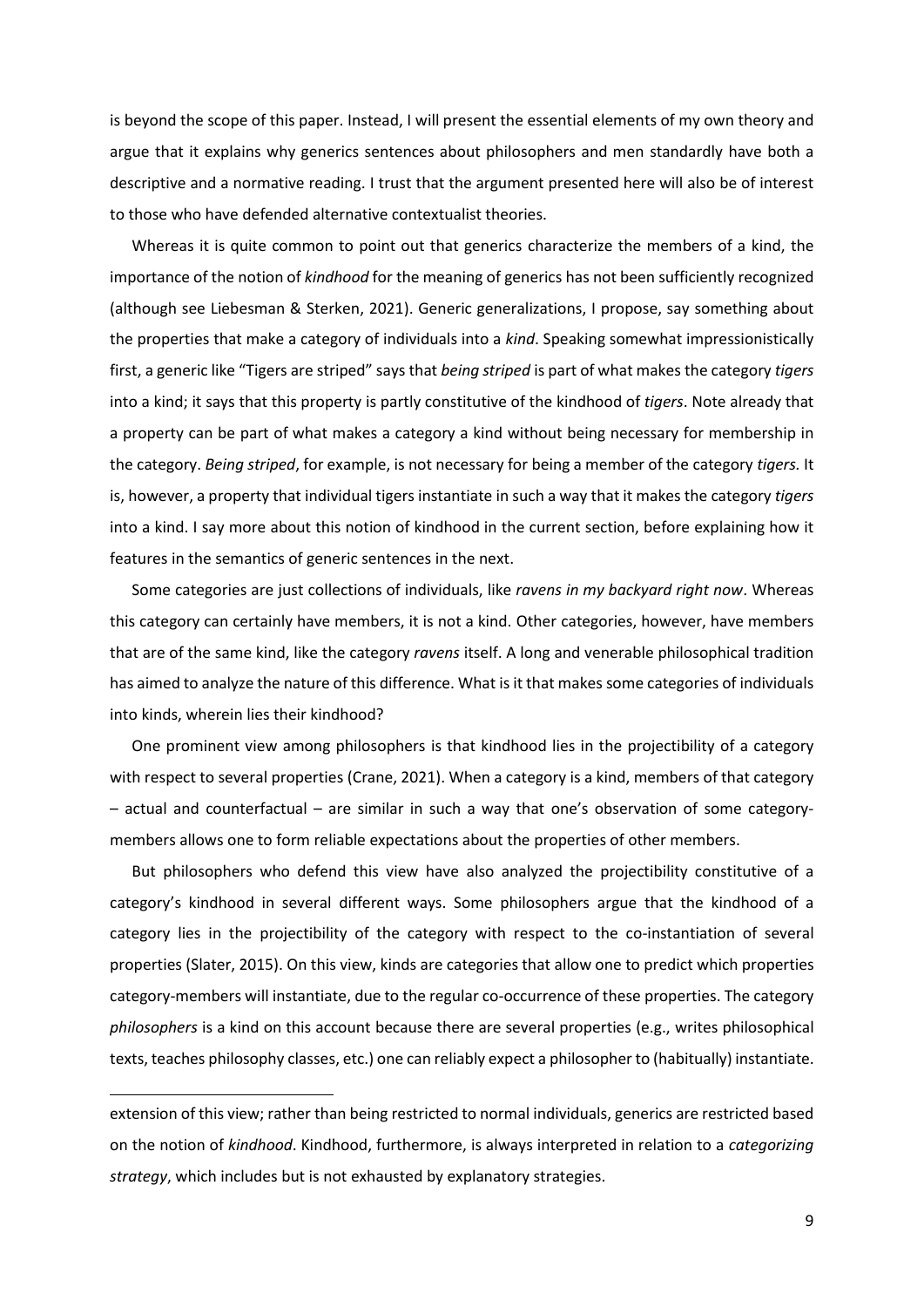is beyond the scope of this paper. Instead, I will present the essential elements of my own theory and argue that it explains why generics sentences about philosophers and men standardly have both a descriptive and a normative reading. I trust that the argument presented here will also be of interest to those who have defended alternative contextualist theories.

Whereas it is quite common to point out that generics characterize the members of a kind, the importance of the notion of *kindhood* for the meaning of generics has not been sufficiently recognized (although see Liebesman & Sterken, 2021). Generic generalizations, I propose, say something about the properties that make a category of individuals into a *kind*. Speaking somewhat impressionistically first, a generic like "Tigers are striped" says that *being striped* is part of what makes the category *tigers* into a kind; it says that this property is partly constitutive of the kindhood of *tigers*. Note already that a property can be part of what makes a category a kind without being necessary for membership in the category. *Being striped*, for example, is not necessary for being a member of the category *tigers.* It is, however, a property that individual tigers instantiate in such a way that it makes the category *tigers* into a kind. I say more about this notion of kindhood in the current section, before explaining how it features in the semantics of generic sentences in the next.

Some categories are just collections of individuals, like *ravens in my backyard right now*. Whereas this category can certainly have members, it is not a kind. Other categories, however, have members that are of the same kind, like the category *ravens* itself. A long and venerable philosophical tradition has aimed to analyze the nature of this difference. What is it that makes some categories of individuals into kinds, wherein lies their kindhood?

One prominent view among philosophers is that kindhood lies in the projectibility of a category with respect to several properties (Crane, 2021). When a category is a kind, members of that category – actual and counterfactual – are similar in such a way that one's observation of some category-members allows one to form reliable expectations about the properties of other members.

But philosophers who defend this view have also analyzed the projectibility constitutive of a category's kindhood in several different ways. Some philosophers argue that the kindhood of a category lies in the projectibility of the category with respect to the co-instantiation of several properties (Slater, 2015). On this view, kinds are categories that allow one to predict which properties category-members will instantiate, due to the regular co-occurrence of these properties. The category *philosophers* is a kind on this account because there are several properties (e.g., writes philosophical texts, teaches philosophy classes, etc.) one can reliably expect a philosopher to (habitually) instantiate.

---

extension of this view; rather than being restricted to normal individuals, generics are restricted based on the notion of *kindhood*. Kindhood, furthermore, is always interpreted in relation to a *categorizing strategy*, which includes but is not exhausted by explanatory strategies.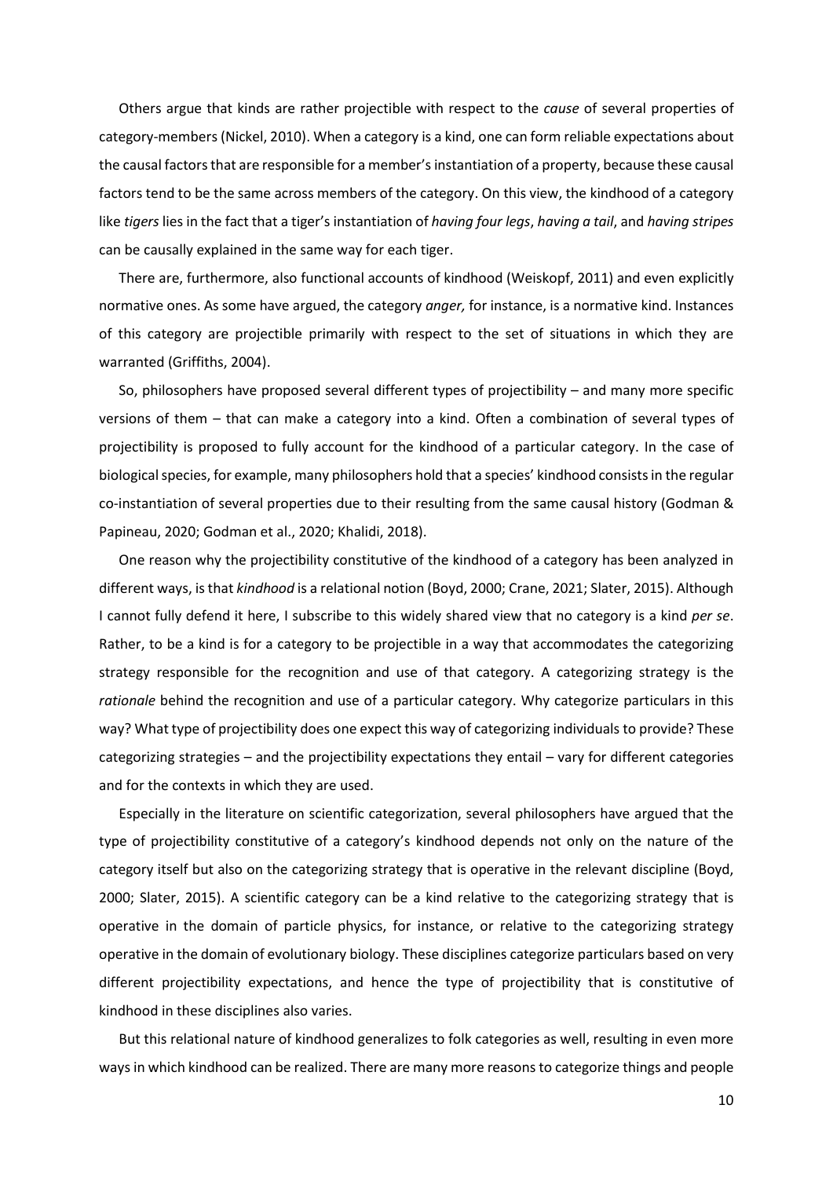Others argue that kinds are rather projectible with respect to the *cause* of several properties of category-members (Nickel, 2010). When a category is a kind, one can form reliable expectations about the causal factors that are responsible for a member's instantiation of a property, because these causal factors tend to be the same across members of the category. On this view, the kindhood of a category like *tigers* lies in the fact that a tiger's instantiation of *having four legs*, *having a tail*, and *having stripes* can be causally explained in the same way for each tiger.

There are, furthermore, also functional accounts of kindhood (Weiskopf, 2011) and even explicitly normative ones. As some have argued, the category *anger,* for instance, is a normative kind. Instances of this category are projectible primarily with respect to the set of situations in which they are warranted (Griffiths, 2004).

So, philosophers have proposed several different types of projectibility – and many more specific versions of them – that can make a category into a kind. Often a combination of several types of projectibility is proposed to fully account for the kindhood of a particular category. In the case of biological species, for example, many philosophers hold that a species' kindhood consists in the regular co-instantiation of several properties due to their resulting from the same causal history (Godman & Papineau, 2020; Godman et al., 2020; Khalidi, 2018).

One reason why the projectibility constitutive of the kindhood of a category has been analyzed in different ways, is that *kindhood* is a relational notion (Boyd, 2000; Crane, 2021; Slater, 2015). Although I cannot fully defend it here, I subscribe to this widely shared view that no category is a kind *per se*. Rather, to be a kind is for a category to be projectible in a way that accommodates the categorizing strategy responsible for the recognition and use of that category. A categorizing strategy is the *rationale* behind the recognition and use of a particular category. Why categorize particulars in this way? What type of projectibility does one expect this way of categorizing individuals to provide? These categorizing strategies – and the projectibility expectations they entail – vary for different categories and for the contexts in which they are used.

Especially in the literature on scientific categorization, several philosophers have argued that the type of projectibility constitutive of a category's kindhood depends not only on the nature of the category itself but also on the categorizing strategy that is operative in the relevant discipline (Boyd, 2000; Slater, 2015). A scientific category can be a kind relative to the categorizing strategy that is operative in the domain of particle physics, for instance, or relative to the categorizing strategy operative in the domain of evolutionary biology. These disciplines categorize particulars based on very different projectibility expectations, and hence the type of projectibility that is constitutive of kindhood in these disciplines also varies.

But this relational nature of kindhood generalizes to folk categories as well, resulting in even more ways in which kindhood can be realized. There are many more reasons to categorize things and people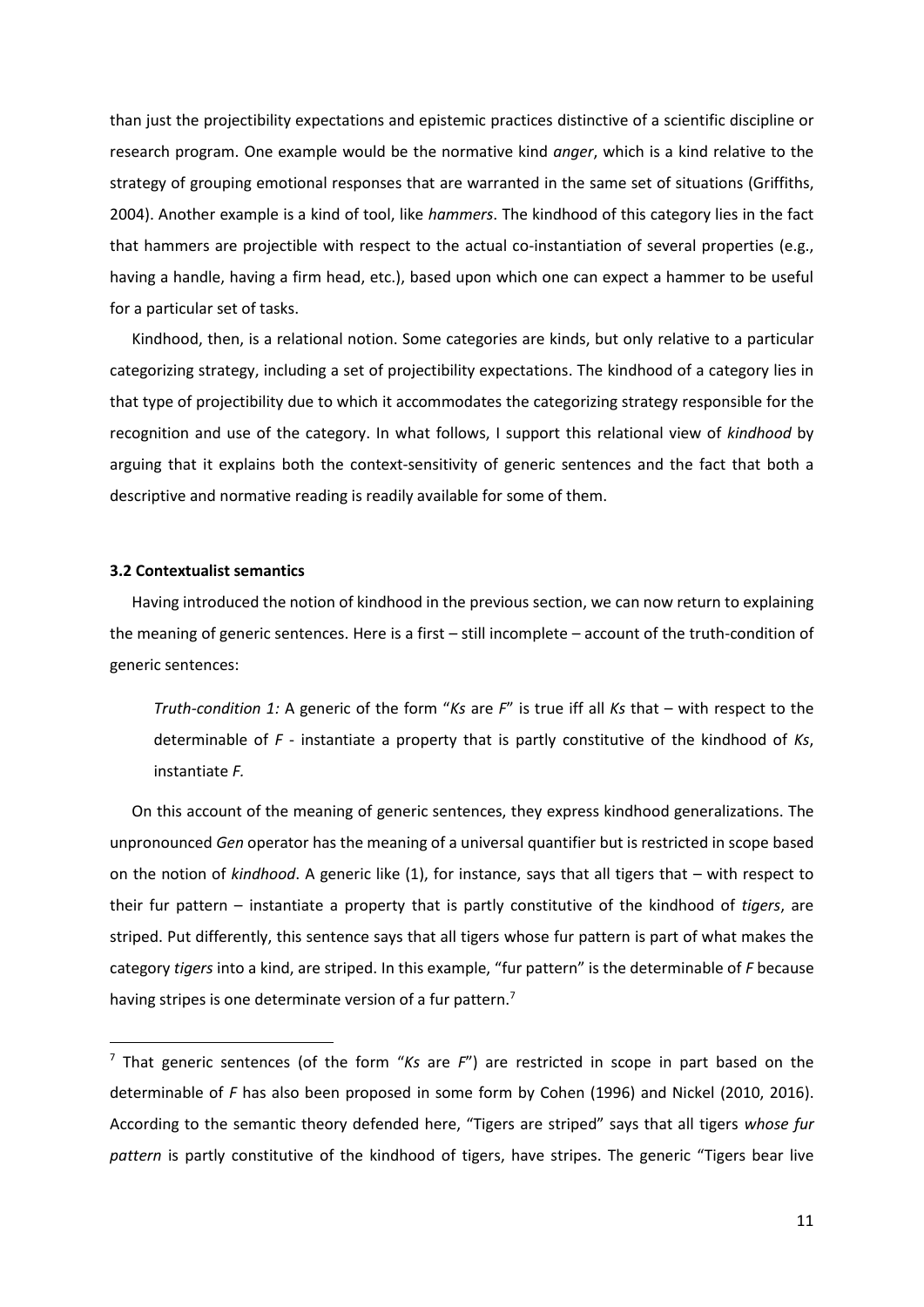than just the projectibility expectations and epistemic practices distinctive of a scientific discipline or research program. One example would be the normative kind *anger*, which is a kind relative to the strategy of grouping emotional responses that are warranted in the same set of situations (Griffiths, 2004). Another example is a kind of tool, like *hammers*. The kindhood of this category lies in the fact that hammers are projectible with respect to the actual co-instantiation of several properties (e.g., having a handle, having a firm head, etc.), based upon which one can expect a hammer to be useful for a particular set of tasks.

Kindhood, then, is a relational notion. Some categories are kinds, but only relative to a particular categorizing strategy, including a set of projectibility expectations. The kindhood of a category lies in that type of projectibility due to which it accommodates the categorizing strategy responsible for the recognition and use of the category. In what follows, I support this relational view of *kindhood* by arguing that it explains both the context-sensitivity of generic sentences and the fact that both a descriptive and normative reading is readily available for some of them.

### 3.2 Contextualist semantics

Having introduced the notion of kindhood in the previous section, we can now return to explaining the meaning of generic sentences. Here is a first – still incomplete – account of the truth-condition of generic sentences:

> *Truth-condition 1:* A generic of the form "*Ks* are *F*" is true iff all *Ks* that – with respect to the determinable of *F* - instantiate a property that is partly constitutive of the kindhood of *Ks*, instantiate *F*.

On this account of the meaning of generic sentences, they express kindhood generalizations. The unpronounced *Gen* operator has the meaning of a universal quantifier but is restricted in scope based on the notion of *kindhood*. A generic like (1), for instance, says that all tigers that – with respect to their fur pattern – instantiate a property that is partly constitutive of the kindhood of *tigers*, are striped. Put differently, this sentence says that all tigers whose fur pattern is part of what makes the category *tigers* into a kind, are striped. In this example, "fur pattern" is the determinable of *F* because having stripes is one determinate version of a fur pattern.[7]

[7] That generic sentences (of the form "*Ks* are *F*") are restricted in scope in part based on the determinable of *F* has also been proposed in some form by Cohen (1996) and Nickel (2010, 2016). According to the semantic theory defended here, "Tigers are striped" says that all tigers *whose fur pattern* is partly constitutive of the kindhood of tigers, have stripes. The generic "Tigers bear live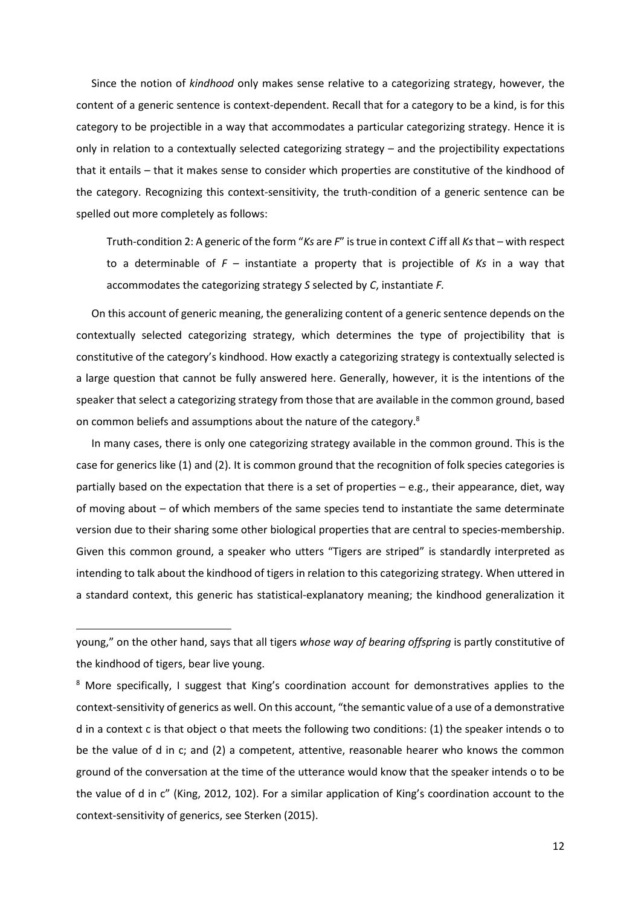Since the notion of *kindhood* only makes sense relative to a categorizing strategy, however, the content of a generic sentence is context-dependent. Recall that for a category to be a kind, is for this category to be projectible in a way that accommodates a particular categorizing strategy. Hence it is only in relation to a contextually selected categorizing strategy – and the projectibility expectations that it entails – that it makes sense to consider which properties are constitutive of the kindhood of the category. Recognizing this context-sensitivity, the truth-condition of a generic sentence can be spelled out more completely as follows:

> Truth-condition 2: A generic of the form "*Ks* are *F*" is true in context *C* iff all *Ks* that – with respect to a determinable of *F* – instantiate a property that is projectible of *Ks* in a way that accommodates the categorizing strategy *S* selected by *C*, instantiate *F.*

On this account of generic meaning, the generalizing content of a generic sentence depends on the contextually selected categorizing strategy, which determines the type of projectibility that is constitutive of the category's kindhood. How exactly a categorizing strategy is contextually selected is a large question that cannot be fully answered here. Generally, however, it is the intentions of the speaker that select a categorizing strategy from those that are available in the common ground, based on common beliefs and assumptions about the nature of the category.[8]

In many cases, there is only one categorizing strategy available in the common ground. This is the case for generics like (1) and (2). It is common ground that the recognition of folk species categories is partially based on the expectation that there is a set of properties – e.g., their appearance, diet, way of moving about – of which members of the same species tend to instantiate the same determinate version due to their sharing some other biological properties that are central to species-membership. Given this common ground, a speaker who utters "Tigers are striped" is standardly interpreted as intending to talk about the kindhood of tigers in relation to this categorizing strategy. When uttered in a standard context, this generic has statistical-explanatory meaning; the kindhood generalization it

---

young," on the other hand, says that all tigers *whose way of bearing offspring* is partly constitutive of the kindhood of tigers, bear live young.

[8] More specifically, I suggest that King's coordination account for demonstratives applies to the context-sensitivity of generics as well. On this account, "the semantic value of a use of a demonstrative d in a context c is that object o that meets the following two conditions: (1) the speaker intends o to be the value of d in c; and (2) a competent, attentive, reasonable hearer who knows the common ground of the conversation at the time of the utterance would know that the speaker intends o to be the value of d in c" (King, 2012, 102). For a similar application of King's coordination account to the context-sensitivity of generics, see Sterken (2015).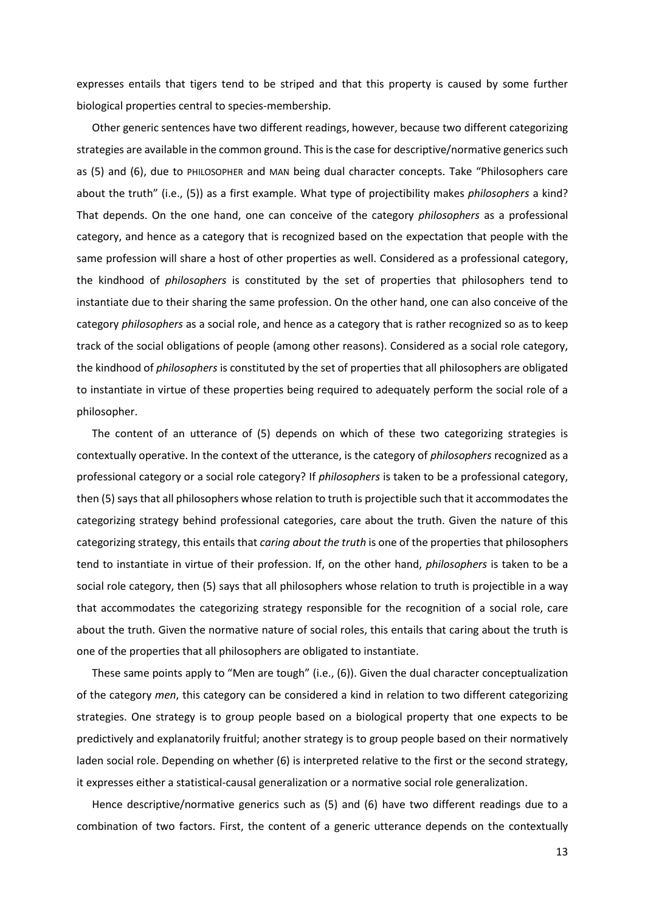expresses entails that tigers tend to be striped and that this property is caused by some further biological properties central to species-membership.

Other generic sentences have two different readings, however, because two different categorizing strategies are available in the common ground. This is the case for descriptive/normative generics such as (5) and (6), due to PHILOSOPHER and MAN being dual character concepts. Take "Philosophers care about the truth" (i.e., (5)) as a first example. What type of projectibility makes *philosophers* a kind? That depends. On the one hand, one can conceive of the category *philosophers* as a professional category, and hence as a category that is recognized based on the expectation that people with the same profession will share a host of other properties as well. Considered as a professional category, the kindhood of *philosophers* is constituted by the set of properties that philosophers tend to instantiate due to their sharing the same profession. On the other hand, one can also conceive of the category *philosophers* as a social role, and hence as a category that is rather recognized so as to keep track of the social obligations of people (among other reasons). Considered as a social role category, the kindhood of *philosophers* is constituted by the set of properties that all philosophers are obligated to instantiate in virtue of these properties being required to adequately perform the social role of a philosopher.

The content of an utterance of (5) depends on which of these two categorizing strategies is contextually operative. In the context of the utterance, is the category of *philosophers* recognized as a professional category or a social role category? If *philosophers* is taken to be a professional category, then (5) says that all philosophers whose relation to truth is projectible such that it accommodates the categorizing strategy behind professional categories, care about the truth. Given the nature of this categorizing strategy, this entails that *caring about the truth* is one of the properties that philosophers tend to instantiate in virtue of their profession. If, on the other hand, *philosophers* is taken to be a social role category, then (5) says that all philosophers whose relation to truth is projectible in a way that accommodates the categorizing strategy responsible for the recognition of a social role, care about the truth. Given the normative nature of social roles, this entails that caring about the truth is one of the properties that all philosophers are obligated to instantiate.

These same points apply to "Men are tough" (i.e., (6)). Given the dual character conceptualization of the category *men*, this category can be considered a kind in relation to two different categorizing strategies. One strategy is to group people based on a biological property that one expects to be predictively and explanatorily fruitful; another strategy is to group people based on their normatively laden social role. Depending on whether (6) is interpreted relative to the first or the second strategy, it expresses either a statistical-causal generalization or a normative social role generalization.

Hence descriptive/normative generics such as (5) and (6) have two different readings due to a combination of two factors. First, the content of a generic utterance depends on the contextually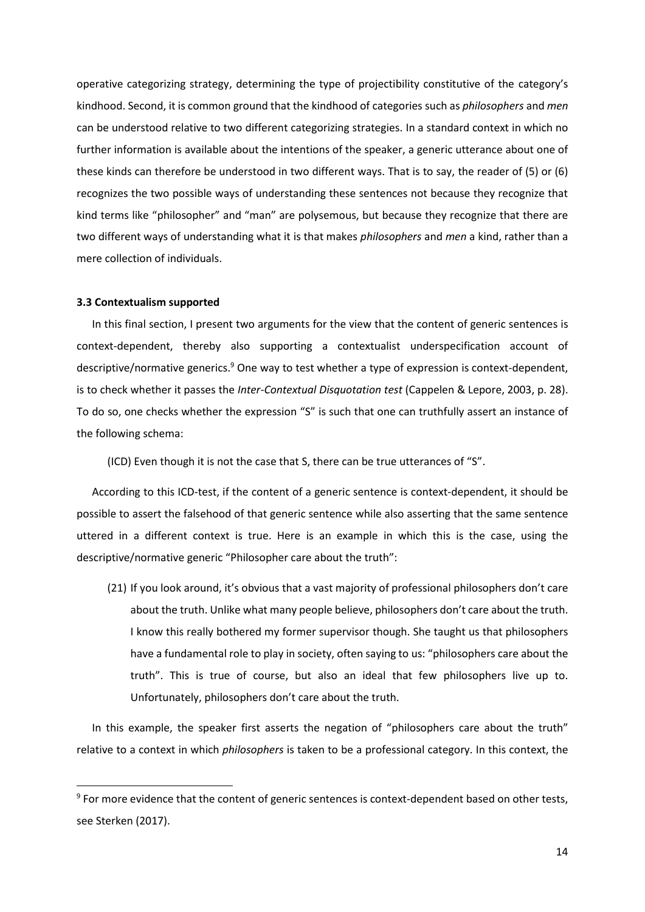operative categorizing strategy, determining the type of projectibility constitutive of the category's kindhood. Second, it is common ground that the kindhood of categories such as *philosophers* and *men* can be understood relative to two different categorizing strategies. In a standard context in which no further information is available about the intentions of the speaker, a generic utterance about one of these kinds can therefore be understood in two different ways. That is to say, the reader of (5) or (6) recognizes the two possible ways of understanding these sentences not because they recognize that kind terms like "philosopher" and "man" are polysemous, but because they recognize that there are two different ways of understanding what it is that makes *philosophers* and *men* a kind, rather than a mere collection of individuals.

### 3.3 Contextualism supported

In this final section, I present two arguments for the view that the content of generic sentences is context-dependent, thereby also supporting a contextualist underspecification account of descriptive/normative generics.[9] One way to test whether a type of expression is context-dependent, is to check whether it passes the *Inter-Contextual Disquotation test* (Cappelen & Lepore, 2003, p. 28). To do so, one checks whether the expression "S" is such that one can truthfully assert an instance of the following schema:

(ICD) Even though it is not the case that S, there can be true utterances of "S".

According to this ICD-test, if the content of a generic sentence is context-dependent, it should be possible to assert the falsehood of that generic sentence while also asserting that the same sentence uttered in a different context is true. Here is an example in which this is the case, using the descriptive/normative generic "Philosopher care about the truth":

(21) If you look around, it's obvious that a vast majority of professional philosophers don't care about the truth. Unlike what many people believe, philosophers don't care about the truth. I know this really bothered my former supervisor though. She taught us that philosophers have a fundamental role to play in society, often saying to us: "philosophers care about the truth". This is true of course, but also an ideal that few philosophers live up to. Unfortunately, philosophers don't care about the truth.

In this example, the speaker first asserts the negation of "philosophers care about the truth" relative to a context in which *philosophers* is taken to be a professional category. In this context, the

[9] For more evidence that the content of generic sentences is context-dependent based on other tests, see Sterken (2017).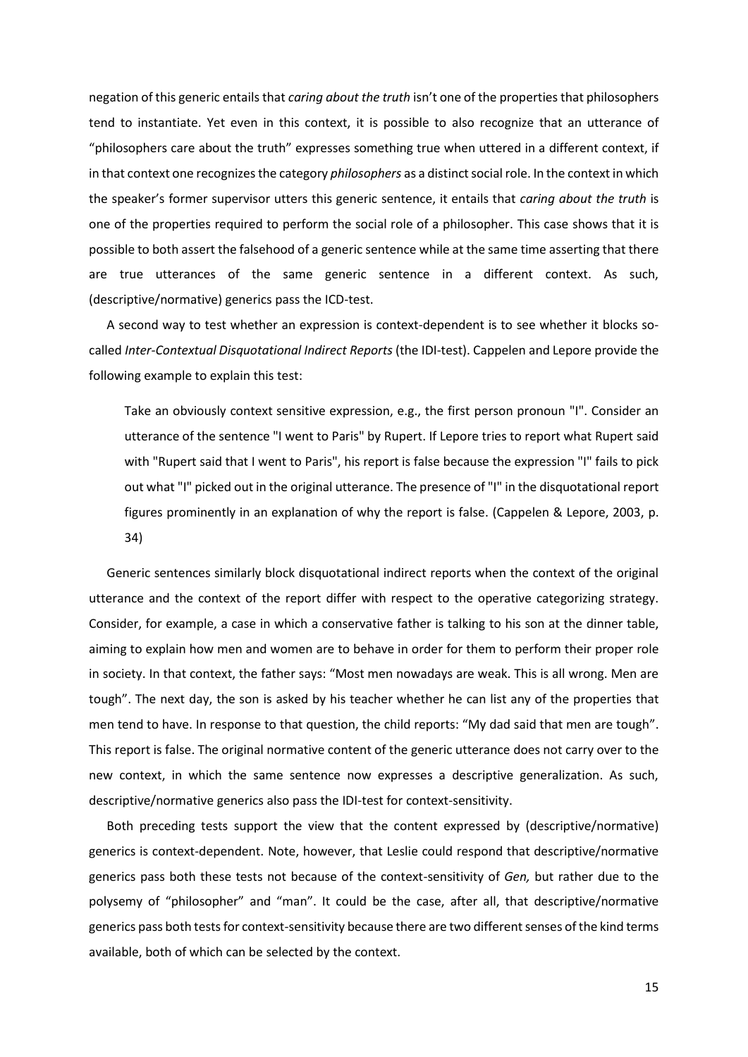negation of this generic entails that *caring about the truth* isn't one of the properties that philosophers tend to instantiate. Yet even in this context, it is possible to also recognize that an utterance of "philosophers care about the truth" expresses something true when uttered in a different context, if in that context one recognizes the category *philosophers* as a distinct social role. In the context in which the speaker's former supervisor utters this generic sentence, it entails that *caring about the truth* is one of the properties required to perform the social role of a philosopher. This case shows that it is possible to both assert the falsehood of a generic sentence while at the same time asserting that there are true utterances of the same generic sentence in a different context. As such, (descriptive/normative) generics pass the ICD-test.

A second way to test whether an expression is context-dependent is to see whether it blocks so-called *Inter-Contextual Disquotational Indirect Reports* (the IDI-test). Cappelen and Lepore provide the following example to explain this test:

> Take an obviously context sensitive expression, e.g., the first person pronoun "I". Consider an utterance of the sentence "I went to Paris" by Rupert. If Lepore tries to report what Rupert said with "Rupert said that I went to Paris", his report is false because the expression "I" fails to pick out what "I" picked out in the original utterance. The presence of "I" in the disquotational report figures prominently in an explanation of why the report is false. (Cappelen & Lepore, 2003, p. 34)

Generic sentences similarly block disquotational indirect reports when the context of the original utterance and the context of the report differ with respect to the operative categorizing strategy. Consider, for example, a case in which a conservative father is talking to his son at the dinner table, aiming to explain how men and women are to behave in order for them to perform their proper role in society. In that context, the father says: "Most men nowadays are weak. This is all wrong. Men are tough". The next day, the son is asked by his teacher whether he can list any of the properties that men tend to have. In response to that question, the child reports: "My dad said that men are tough". This report is false. The original normative content of the generic utterance does not carry over to the new context, in which the same sentence now expresses a descriptive generalization. As such, descriptive/normative generics also pass the IDI-test for context-sensitivity.

Both preceding tests support the view that the content expressed by (descriptive/normative) generics is context-dependent. Note, however, that Leslie could respond that descriptive/normative generics pass both these tests not because of the context-sensitivity of *Gen,* but rather due to the polysemy of "philosopher" and "man". It could be the case, after all, that descriptive/normative generics pass both tests for context-sensitivity because there are two different senses of the kind terms available, both of which can be selected by the context.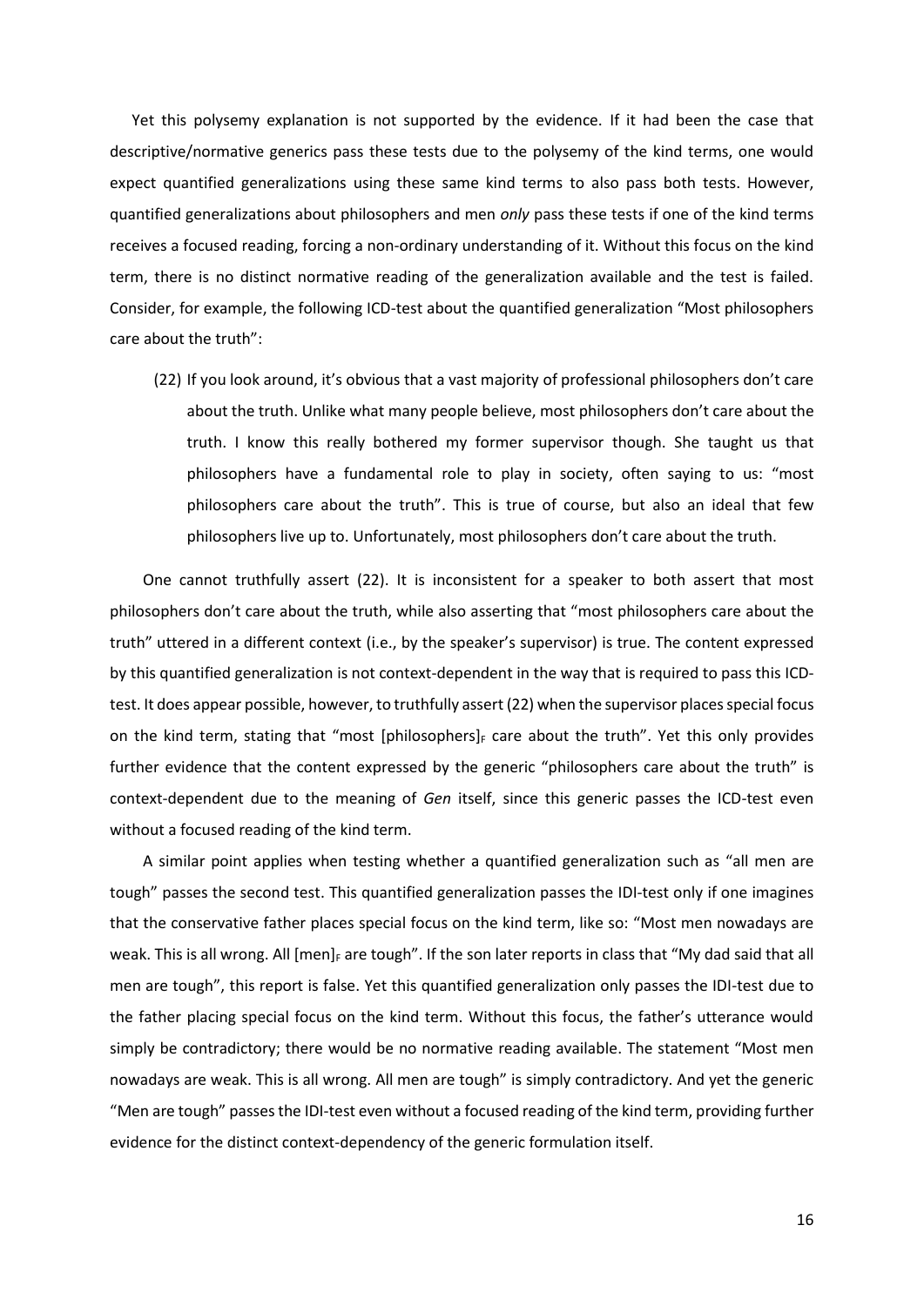Yet this polysemy explanation is not supported by the evidence. If it had been the case that descriptive/normative generics pass these tests due to the polysemy of the kind terms, one would expect quantified generalizations using these same kind terms to also pass both tests. However, quantified generalizations about philosophers and men *only* pass these tests if one of the kind terms receives a focused reading, forcing a non-ordinary understanding of it. Without this focus on the kind term, there is no distinct normative reading of the generalization available and the test is failed. Consider, for example, the following ICD-test about the quantified generalization "Most philosophers care about the truth":

(22) If you look around, it's obvious that a vast majority of professional philosophers don't care about the truth. Unlike what many people believe, most philosophers don't care about the truth. I know this really bothered my former supervisor though. She taught us that philosophers have a fundamental role to play in society, often saying to us: "most philosophers care about the truth". This is true of course, but also an ideal that few philosophers live up to. Unfortunately, most philosophers don't care about the truth.

One cannot truthfully assert (22). It is inconsistent for a speaker to both assert that most philosophers don't care about the truth, while also asserting that "most philosophers care about the truth" uttered in a different context (i.e., by the speaker's supervisor) is true. The content expressed by this quantified generalization is not context-dependent in the way that is required to pass this ICD-test. It does appear possible, however, to truthfully assert (22) when the supervisor places special focus on the kind term, stating that "most [philosophers]$_F$ care about the truth". Yet this only provides further evidence that the content expressed by the generic "philosophers care about the truth" is context-dependent due to the meaning of *Gen* itself, since this generic passes the ICD-test even without a focused reading of the kind term.

A similar point applies when testing whether a quantified generalization such as "all men are tough" passes the second test. This quantified generalization passes the IDI-test only if one imagines that the conservative father places special focus on the kind term, like so: "Most men nowadays are weak. This is all wrong. All [men]$_F$ are tough". If the son later reports in class that "My dad said that all men are tough", this report is false. Yet this quantified generalization only passes the IDI-test due to the father placing special focus on the kind term. Without this focus, the father's utterance would simply be contradictory; there would be no normative reading available. The statement "Most men nowadays are weak. This is all wrong. All men are tough" is simply contradictory. And yet the generic "Men are tough" passes the IDI-test even without a focused reading of the kind term, providing further evidence for the distinct context-dependency of the generic formulation itself.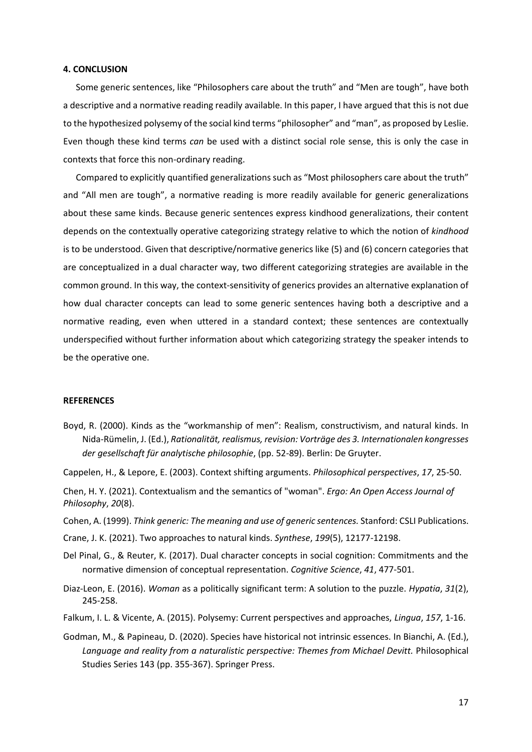## 4. CONCLUSION

Some generic sentences, like "Philosophers care about the truth" and "Men are tough", have both a descriptive and a normative reading readily available. In this paper, I have argued that this is not due to the hypothesized polysemy of the social kind terms "philosopher" and "man", as proposed by Leslie. Even though these kind terms *can* be used with a distinct social role sense, this is only the case in contexts that force this non-ordinary reading.

Compared to explicitly quantified generalizations such as "Most philosophers care about the truth" and "All men are tough", a normative reading is more readily available for generic generalizations about these same kinds. Because generic sentences express kindhood generalizations, their content depends on the contextually operative categorizing strategy relative to which the notion of *kindhood* is to be understood. Given that descriptive/normative generics like (5) and (6) concern categories that are conceptualized in a dual character way, two different categorizing strategies are available in the common ground. In this way, the context-sensitivity of generics provides an alternative explanation of how dual character concepts can lead to some generic sentences having both a descriptive and a normative reading, even when uttered in a standard context; these sentences are contextually underspecified without further information about which categorizing strategy the speaker intends to be the operative one.

## REFERENCES

Boyd, R. (2000). Kinds as the "workmanship of men": Realism, constructivism, and natural kinds. In Nida-Rümelin, J. (Ed.), *Rationalität, realismus, revision: Vorträge des 3. Internationalen kongresses der gesellschaft für analytische philosophie*, (pp. 52-89). Berlin: De Gruyter.

Cappelen, H., & Lepore, E. (2003). Context shifting arguments. *Philosophical perspectives*, *17*, 25-50.

Chen, H. Y. (2021). Contextualism and the semantics of "woman". *Ergo: An Open Access Journal of Philosophy*, *20*(8).

Cohen, A. (1999). *Think generic: The meaning and use of generic sentences.* Stanford: CSLI Publications.

Crane, J. K. (2021). Two approaches to natural kinds. *Synthese*, *199*(5), 12177-12198.

Del Pinal, G., & Reuter, K. (2017). Dual character concepts in social cognition: Commitments and the normative dimension of conceptual representation. *Cognitive Science*, *41*, 477-501.

Diaz-Leon, E. (2016). *Woman* as a politically significant term: A solution to the puzzle. *Hypatia*, *31*(2), 245-258.

Falkum, I. L. & Vicente, A. (2015). Polysemy: Current perspectives and approaches, *Lingua*, *157*, 1-16.

Godman, M., & Papineau, D. (2020). Species have historical not intrinsic essences. In Bianchi, A. (Ed.), *Language and reality from a naturalistic perspective: Themes from Michael Devitt.* Philosophical Studies Series 143 (pp. 355-367). Springer Press.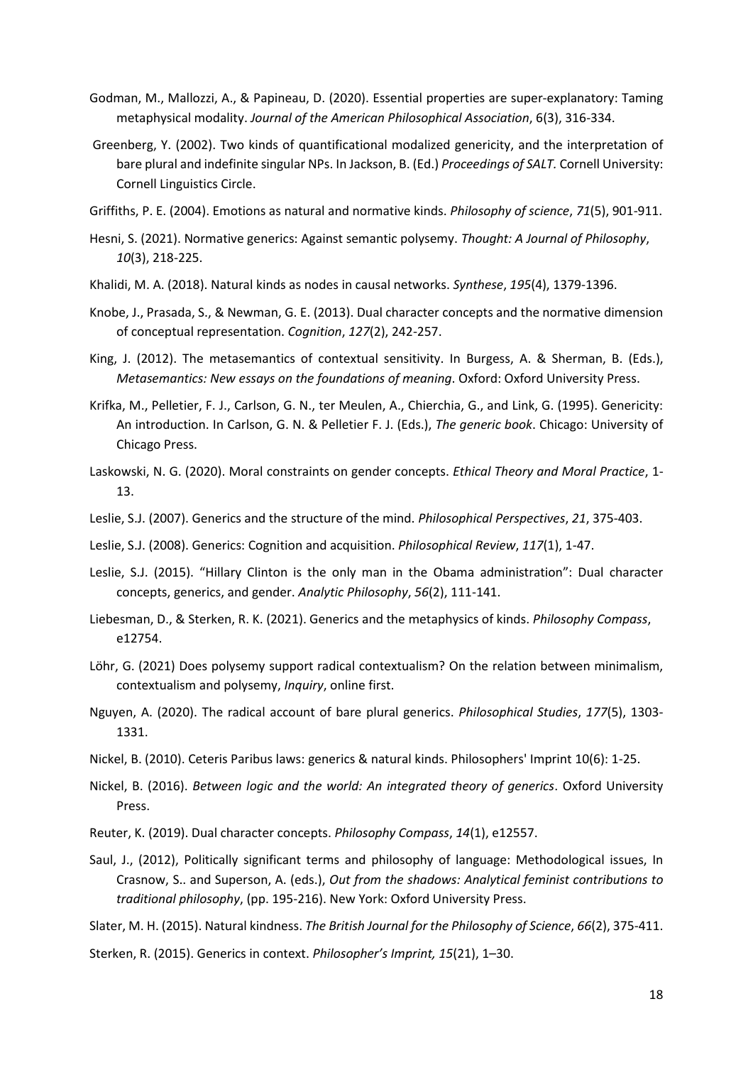Godman, M., Mallozzi, A., & Papineau, D. (2020). Essential properties are super-explanatory: Taming metaphysical modality. *Journal of the American Philosophical Association*, 6(3), 316-334.

Greenberg, Y. (2002). Two kinds of quantificational modalized genericity, and the interpretation of bare plural and indefinite singular NPs. In Jackson, B. (Ed.) *Proceedings of SALT*. Cornell University: Cornell Linguistics Circle.

Griffiths, P. E. (2004). Emotions as natural and normative kinds. *Philosophy of science*, *71*(5), 901-911.

Hesni, S. (2021). Normative generics: Against semantic polysemy. *Thought: A Journal of Philosophy*, *10*(3), 218-225.

Khalidi, M. A. (2018). Natural kinds as nodes in causal networks. *Synthese*, *195*(4), 1379-1396.

Knobe, J., Prasada, S., & Newman, G. E. (2013). Dual character concepts and the normative dimension of conceptual representation. *Cognition*, *127*(2), 242-257.

King, J. (2012). The metasemantics of contextual sensitivity. In Burgess, A. & Sherman, B. (Eds.), *Metasemantics: New essays on the foundations of meaning*. Oxford: Oxford University Press.

Krifka, M., Pelletier, F. J., Carlson, G. N., ter Meulen, A., Chierchia, G., and Link, G. (1995). Genericity: An introduction. In Carlson, G. N. & Pelletier F. J. (Eds.), *The generic book*. Chicago: University of Chicago Press.

Laskowski, N. G. (2020). Moral constraints on gender concepts. *Ethical Theory and Moral Practice*, 1-13.

Leslie, S.J. (2007). Generics and the structure of the mind. *Philosophical Perspectives*, *21*, 375-403.

Leslie, S.J. (2008). Generics: Cognition and acquisition. *Philosophical Review*, *117*(1), 1-47.

Leslie, S.J. (2015). "Hillary Clinton is the only man in the Obama administration": Dual character concepts, generics, and gender. *Analytic Philosophy*, *56*(2), 111-141.

Liebesman, D., & Sterken, R. K. (2021). Generics and the metaphysics of kinds. *Philosophy Compass*, e12754.

Löhr, G. (2021) Does polysemy support radical contextualism? On the relation between minimalism, contextualism and polysemy, *Inquiry*, online first.

Nguyen, A. (2020). The radical account of bare plural generics. *Philosophical Studies*, *177*(5), 1303-1331.

Nickel, B. (2010). Ceteris Paribus laws: generics & natural kinds. Philosophers' Imprint 10(6): 1-25.

Nickel, B. (2016). *Between logic and the world: An integrated theory of generics*. Oxford University Press.

Reuter, K. (2019). Dual character concepts. *Philosophy Compass*, *14*(1), e12557.

Saul, J., (2012), Politically significant terms and philosophy of language: Methodological issues, In Crasnow, S.. and Superson, A. (eds.), *Out from the shadows: Analytical feminist contributions to traditional philosophy*, (pp. 195-216). New York: Oxford University Press.

Slater, M. H. (2015). Natural kindness. *The British Journal for the Philosophy of Science*, *66*(2), 375-411.

Sterken, R. (2015). Generics in context. *Philosopher's Imprint, 15*(21), 1–30.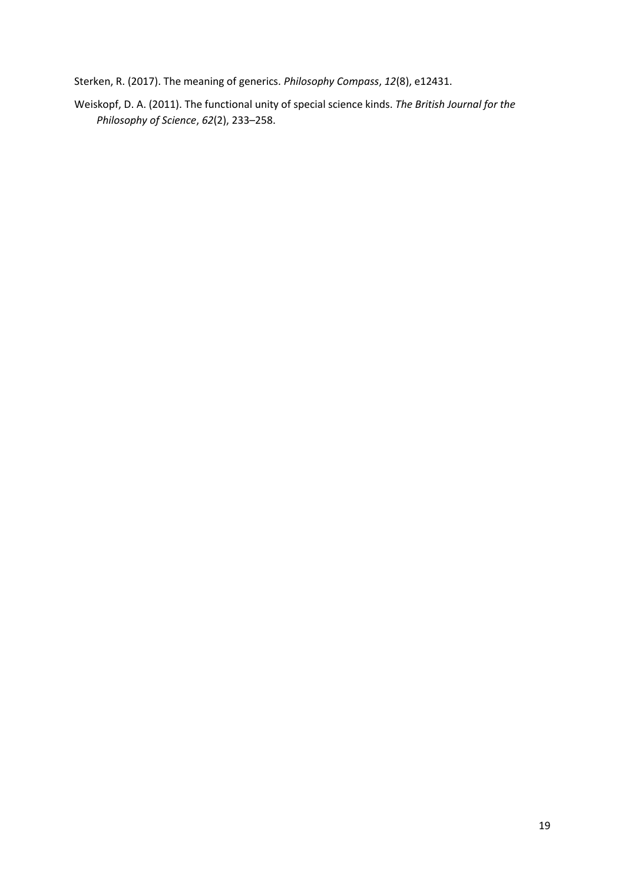Sterken, R. (2017). The meaning of generics. *Philosophy Compass*, *12*(8), e12431.

Weiskopf, D. A. (2011). The functional unity of special science kinds. *The British Journal for the Philosophy of Science*, *62*(2), 233–258.